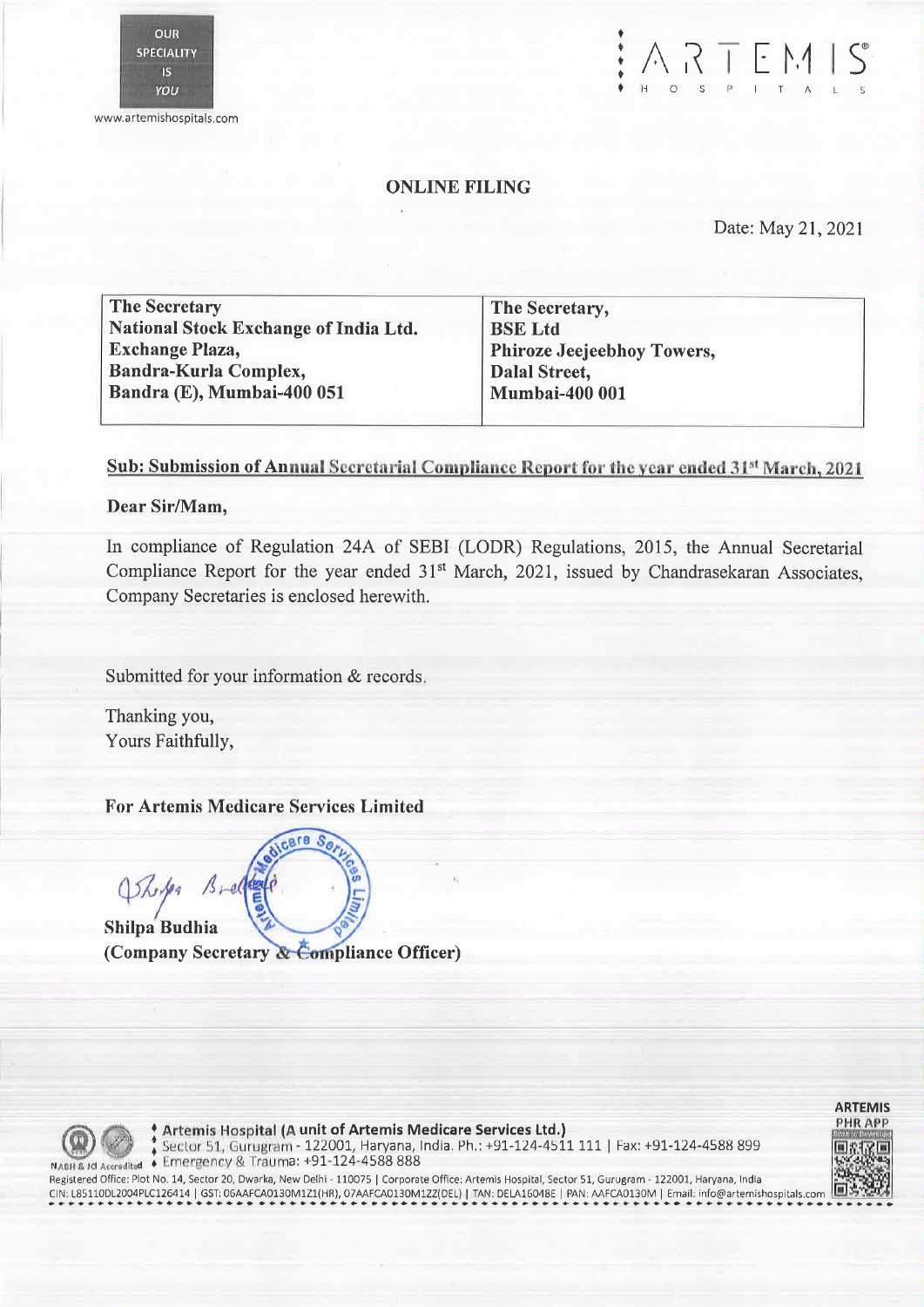OUR SPECIALITY IS YOU

www.artemishospitals.com

ARTEMIS HOSPITALS

## ONLINE FILING

Date: May 21, 2021

| The Secretary<br>National Stock Exchange of India Ltd.<br>Exchange Plaza,<br>Bandra-Kurla Complex,<br>Bandra (E), Mumbai-400 051 | The Secretary,<br>BSE Ltd<br>Phiroze Jeejeebhoy Towers,<br>Dalal Street,<br>Mumbai-400 001 |
|---|---|

**Sub: Submission of Annual Secretarial Compliance Report for the year ended 31st March, 2021**

**Dear Sir/Mam,**

In compliance of Regulation 24A of SEBI (LODR) Regulations, 2015, the Annual Secretarial Compliance Report for the year ended 31st March, 2021, issued by Chandrasekaran Associates, Company Secretaries is enclosed herewith.

Submitted for your information & records.

Thanking you,
Yours Faithfully,

**For Artemis Medicare Services Limited**

**Shilpa Budhia**
**(Company Secretary & Compliance Officer)**

**Artemis Hospital (A unit of Artemis Medicare Services Ltd.)**
Sector 51, Gurugram - 122001, Haryana, India. Ph.: +91-124-4511 111 | Fax: +91-124-4588 899
Emergency & Trauma: +91-124-4588 888
Registered Office: Plot No. 14, Sector 20, Dwarka, New Delhi - 110075 | Corporate Office: Artemis Hospital, Sector 51, Gurugram - 122001, Haryana, India
CIN: L85110DL2004PLC126414 | GST: 06AAFCA0130M1Z1(HR), 07AAFCA0130M1ZZ(DEL) | TAN: DELA16048E | PAN: AAFCA0130M | Email: info@artemishospitals.com

ARTEMIS PHR APP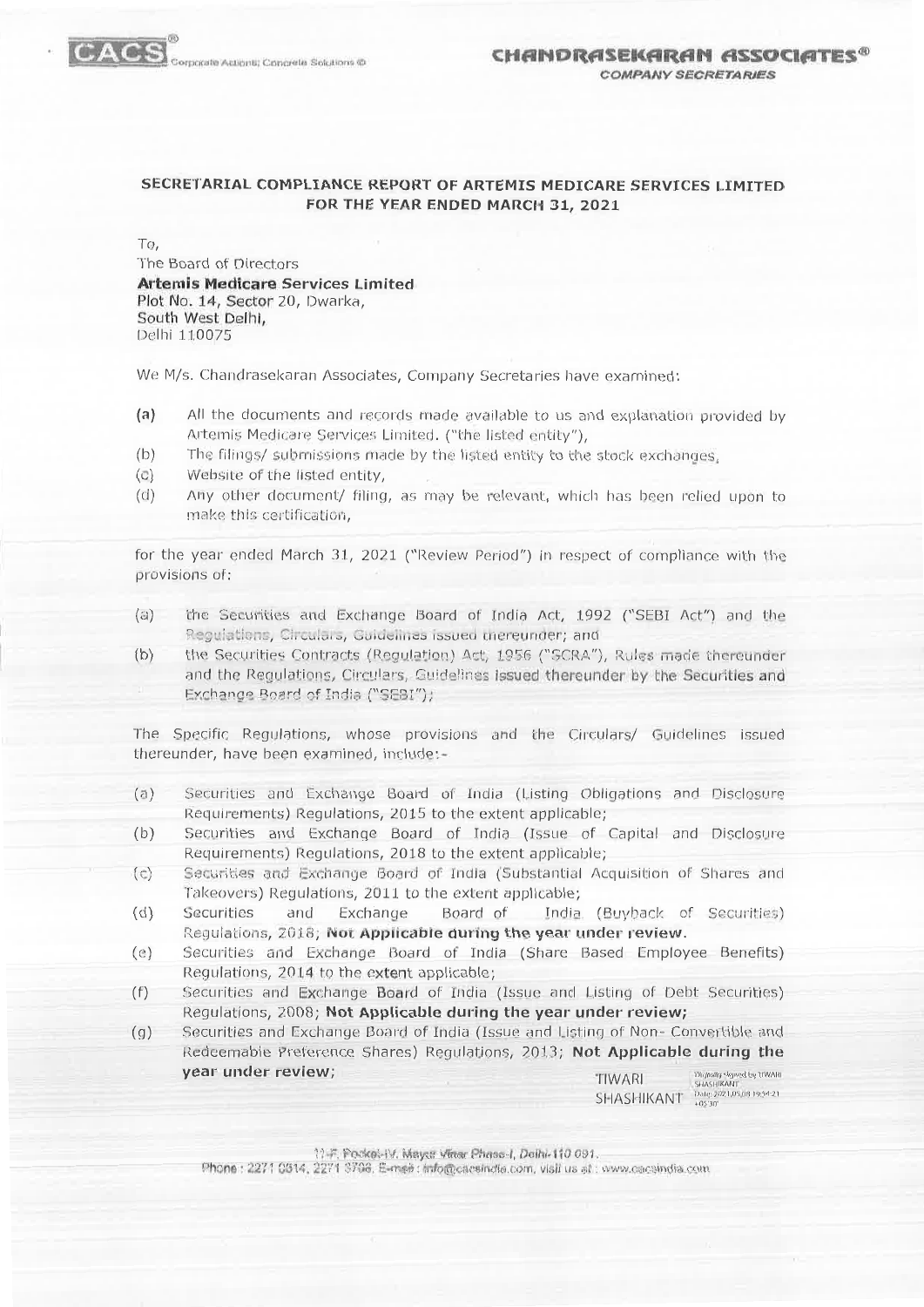# SECRETARIAL COMPLIANCE REPORT OF ARTEMIS MEDICARE SERVICES LIMITED FOR THE YEAR ENDED MARCH 31, 2021

To,
The Board of Directors
**Artemis Medicare Services Limited**
Plot No. 14, Sector 20, Dwarka,
South West Delhi,
Delhi 110075

We M/s. Chandrasekaran Associates, Company Secretaries have examined:

(a) All the documents and records made available to us and explanation provided by Artemis Medicare Services Limited. ("the listed entity"),
(b) The filings/ submissions made by the listed entity to the stock exchanges,
(c) Website of the listed entity,
(d) Any other document/ filing, as may be relevant, which has been relied upon to make this certification,

for the year ended March 31, 2021 ("Review Period") in respect of compliance with the provisions of:

(a) the Securities and Exchange Board of India Act, 1992 ("SEBI Act") and the Regulations, Circulars, Guidelines issued thereunder; and
(b) the Securities Contracts (Regulation) Act, 1956 ("SCRA"), Rules made thereunder and the Regulations, Circulars, Guidelines issued thereunder by the Securities and Exchange Board of India ("SEBI");

The Specific Regulations, whose provisions and the Circulars/ Guidelines issued thereunder, have been examined, include:-

(a) Securities and Exchange Board of India (Listing Obligations and Disclosure Requirements) Regulations, 2015 to the extent applicable;
(b) Securities and Exchange Board of India (Issue of Capital and Disclosure Requirements) Regulations, 2018 to the extent applicable;
(c) Securities and Exchange Board of India (Substantial Acquisition of Shares and Takeovers) Regulations, 2011 to the extent applicable;
(d) Securities and Exchange Board of India (Buyback of Securities) Regulations, 2018; **Not Applicable during the year under review.**
(e) Securities and Exchange Board of India (Share Based Employee Benefits) Regulations, 2014 to the extent applicable;
(f) Securities and Exchange Board of India (Issue and Listing of Debt Securities) Regulations, 2008; **Not Applicable during the year under review;**
(g) Securities and Exchange Board of India (Issue and Listing of Non- Convertible and Redeemable Preference Shares) Regulations, 2013; **Not Applicable during the year under review;**

TIWARI SHASHIKANT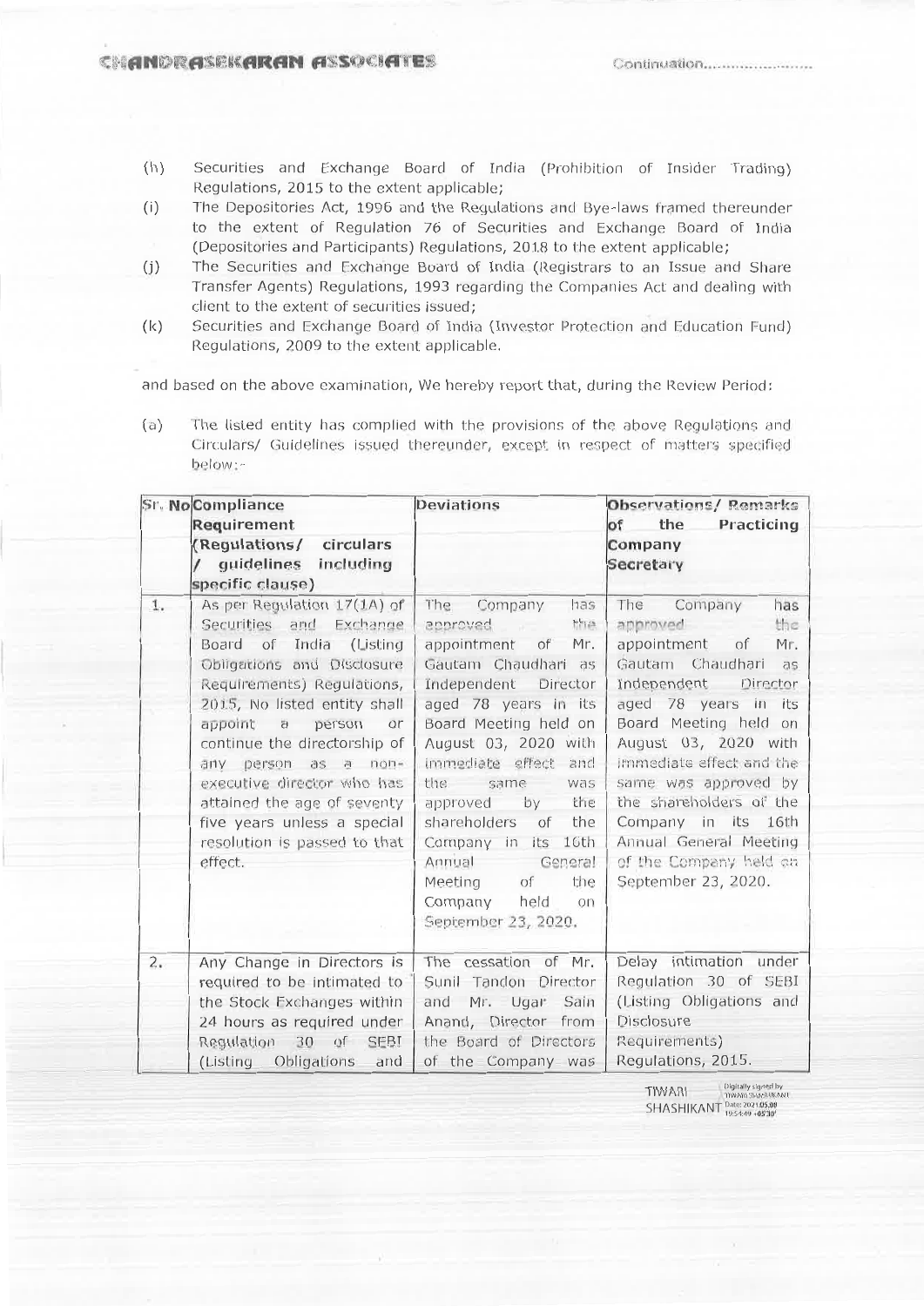(h) Securities and Exchange Board of India (Prohibition of Insider Trading) Regulations, 2015 to the extent applicable;

(i) The Depositories Act, 1996 and the Regulations and Bye-laws framed thereunder to the extent of Regulation 76 of Securities and Exchange Board of India (Depositories and Participants) Regulations, 2018 to the extent applicable;

(j) The Securities and Exchange Board of India (Registrars to an Issue and Share Transfer Agents) Regulations, 1993 regarding the Companies Act and dealing with client to the extent of securities issued;

(k) Securities and Exchange Board of India (Investor Protection and Education Fund) Regulations, 2009 to the extent applicable.

and based on the above examination, We hereby report that, during the Review Period:

(a) The listed entity has complied with the provisions of the above Regulations and Circulars/ Guidelines issued thereunder, except in respect of matters specified below:-

| Sr. No | Compliance Requirement (Regulations/ circulars / guidelines including specific clause) | Deviations | Observations/ Remarks of the Practicing Company Secretary |
|---|---|---|---|
| 1. | As per Regulation 17(1A) of Securities and Exchange Board of India (Listing Obligations and Disclosure Requirements) Regulations, 2015, No listed entity shall appoint a person or continue the directorship of any person as a non-executive director who has attained the age of seventy five years unless a special resolution is passed to that effect. | The Company has approved the appointment of Mr. Gautam Chaudhari as Independent Director aged 78 years in its Board Meeting held on August 03, 2020 with immediate effect and the same was approved by the shareholders of the Company in its 16th Annual General Meeting of the Company held on September 23, 2020. | The Company has approved the appointment of Mr. Gautam Chaudhari as Independent Director aged 78 years in its Board Meeting held on August 03, 2020 with immediate effect and the same was approved by the shareholders of the Company in its 16th Annual General Meeting of the Company held on September 23, 2020. |
| 2. | Any Change in Directors is required to be intimated to the Stock Exchanges within 24 hours as required under Regulation 30 of SEBI (Listing Obligations and | The cessation of Mr. Sunil Tandon Director and Mr. Ugar Sain Anand, Director from the Board of Directors of the Company was | Delay intimation under Regulation 30 of SEBI (Listing Obligations and Disclosure Requirements) Regulations, 2015. |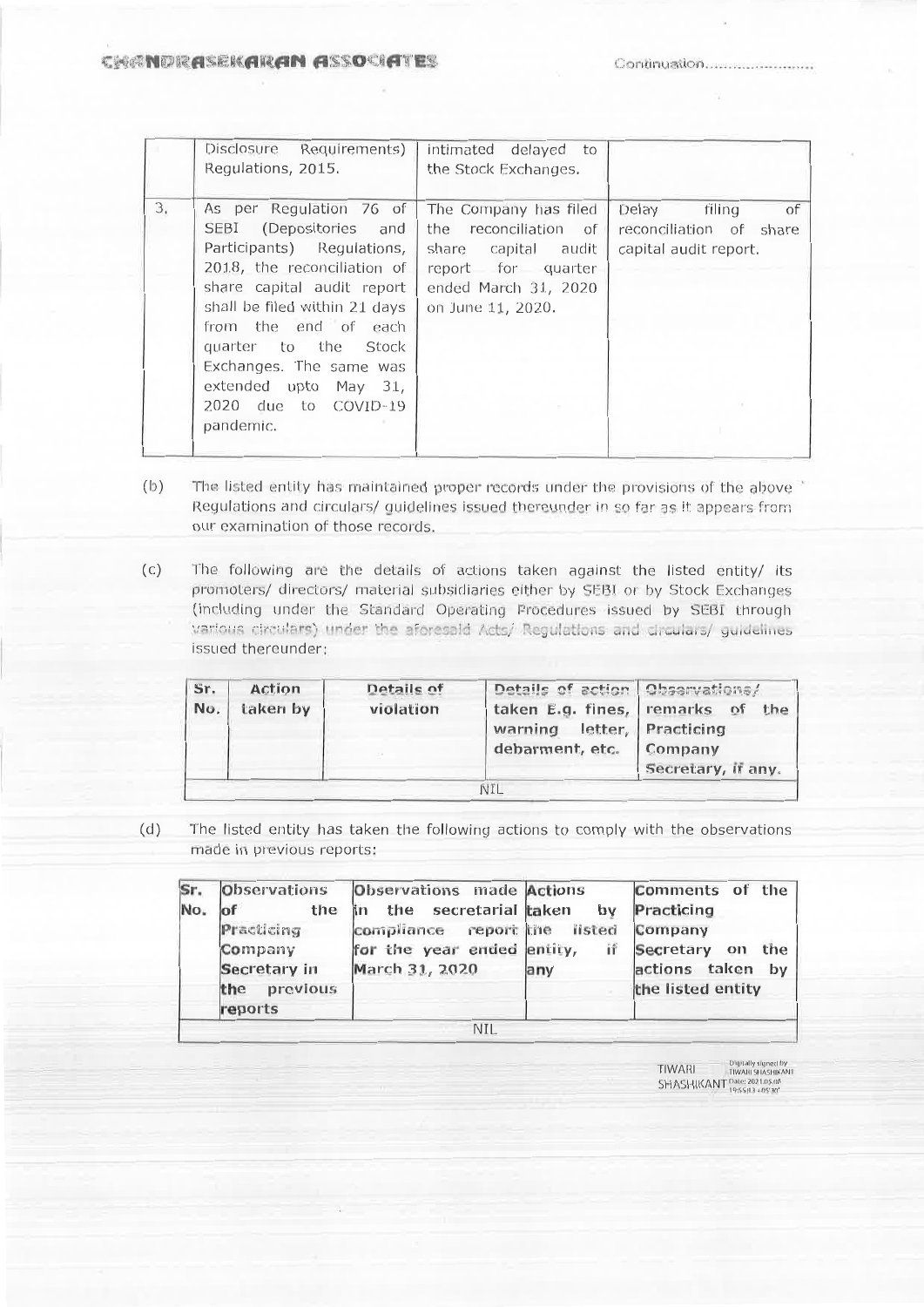| | | | |
|---|---|---|---|
| | Disclosure Requirements) Regulations, 2015. | intimated delayed to the Stock Exchanges. | |
| 3. | As per Regulation 76 of SEBI (Depositories and Participants) Regulations, 2018, the reconciliation of share capital audit report shall be filed within 21 days from the end of each quarter to the Stock Exchanges. The same was extended upto May 31, 2020 due to COVID-19 pandemic. | The Company has filed the reconciliation of share capital audit report for quarter ended March 31, 2020 on June 11, 2020. | Delay filing of reconciliation of share capital audit report. |

(b) The listed entity has maintained proper records under the provisions of the above Regulations and circulars/ guidelines issued thereunder in so far as it appears from our examination of those records.

(c) The following are the details of actions taken against the listed entity/ its promoters/ directors/ material subsidiaries either by SEBI or by Stock Exchanges (including under the Standard Operating Procedures issued by SEBI through various circulars) under the aforesaid Acts/ Regulations and circulars/ guidelines issued thereunder:

| Sr. No. | Action taken by | Details of violation | Details of action taken E.g. fines, warning letter, debarment, etc. | Observations/ remarks of the Practicing Company Secretary, if any. |
|---|---|---|---|---|
| NIL | | | | |

(d) The listed entity has taken the following actions to comply with the observations made in previous reports:

| Sr. No. | Observations of the Practicing Company Secretary in the previous reports | Observations made in the secretarial compliance report for the year ended March 31, 2020 | Actions taken by the listed entity, if any | Comments of the Practicing Company Secretary on the actions taken by the listed entity |
|---|---|---|---|---|
| NIL | | | | |

TIWARI SHASHIKANT (Digitally signed by TIWARI SHASHIKANT Date: 2021.05.08 19:55:13 +05'30')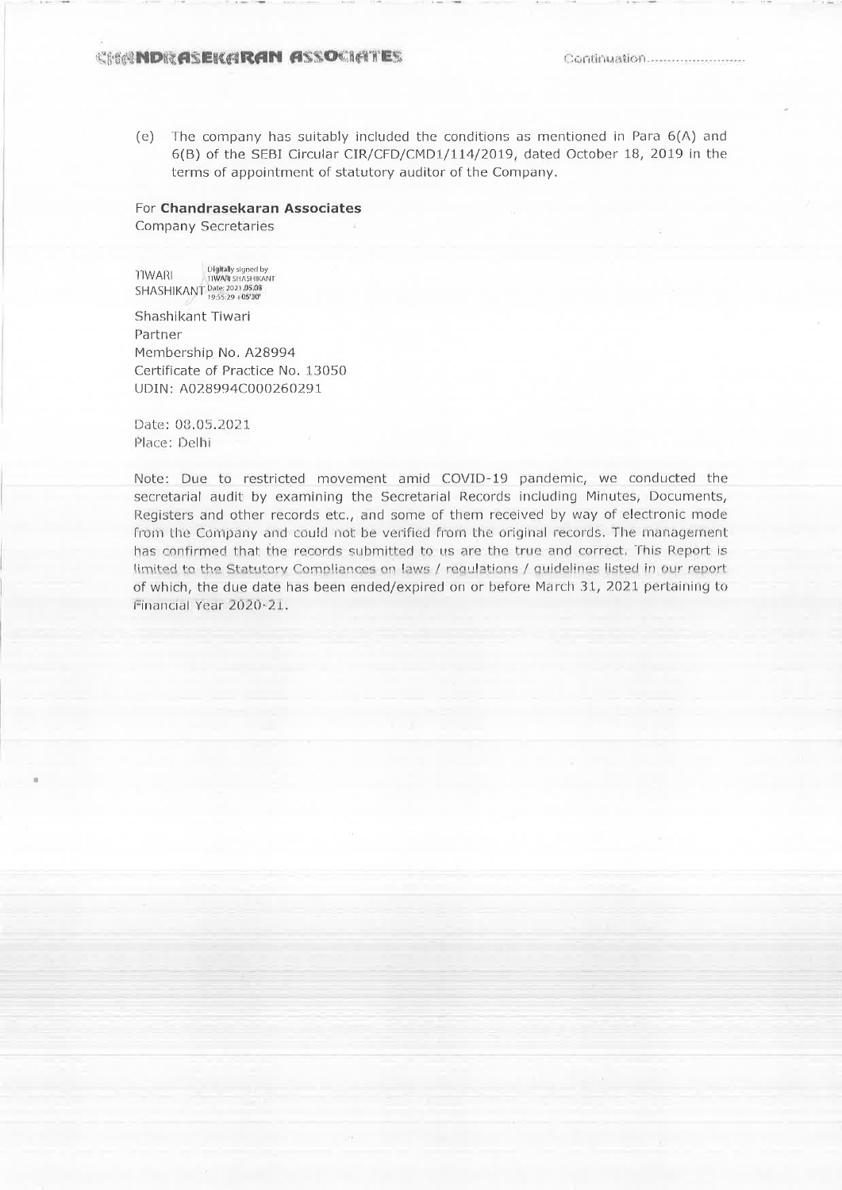(e) The company has suitably included the conditions as mentioned in Para 6(A) and 6(B) of the SEBI Circular CIR/CFD/CMD1/114/2019, dated October 18, 2019 in the terms of appointment of statutory auditor of the Company.

For **Chandrasekaran Associates**
Company Secretaries

TIWARI SHASHIKANT Digitally signed by TIWARI SHASHIKANT Date: 2021.05.08 19:55:29 +05'30'

Shashikant Tiwari
Partner
Membership No. A28994
Certificate of Practice No. 13050
UDIN: A028994C000260291

Date: 08.05.2021
Place: Delhi

Note: Due to restricted movement amid COVID-19 pandemic, we conducted the secretarial audit by examining the Secretarial Records including Minutes, Documents, Registers and other records etc., and some of them received by way of electronic mode from the Company and could not be verified from the original records. The management has confirmed that the records submitted to us are the true and correct. This Report is limited to the Statutory Compliances on laws / regulations / guidelines listed in our report of which, the due date has been ended/expired on or before March 31, 2021 pertaining to Financial Year 2020-21.